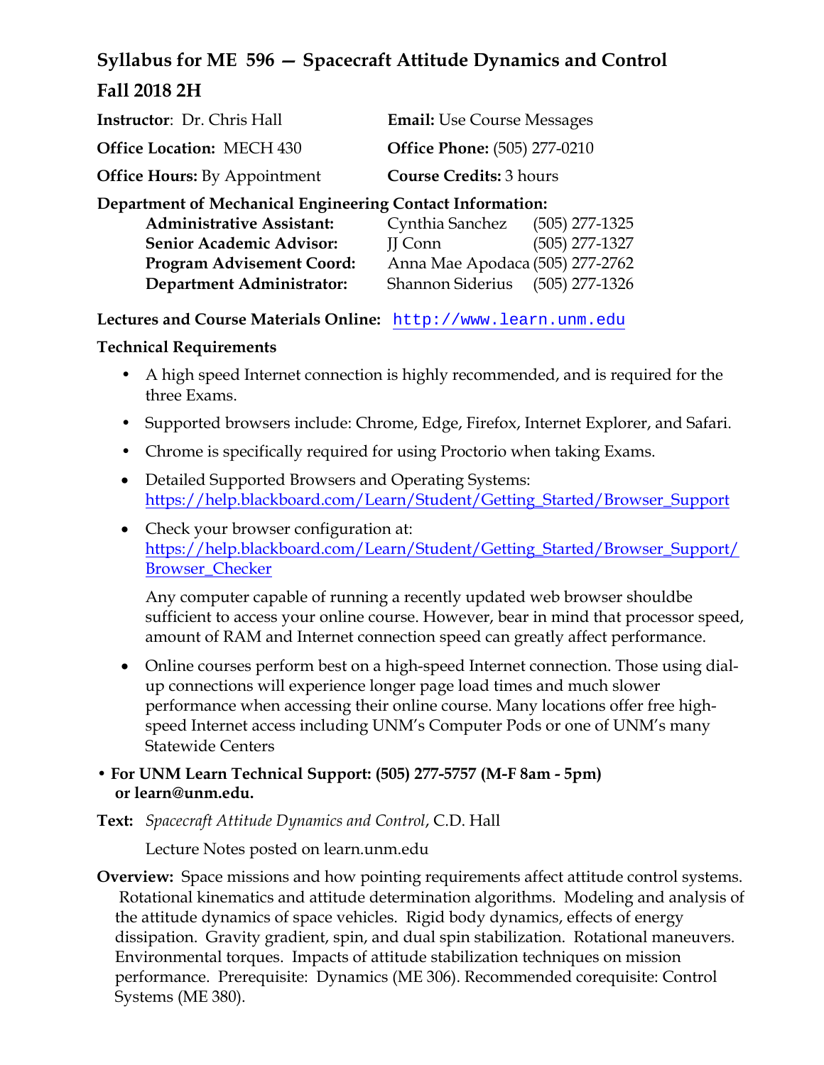# Syllabus for ME 596 — Spacecraft Attitude Dynamics and Control

## Fall 2018 2H

**Instructor**: Dr. Chris Hall

**Email:** Use Course Messages

**Office Location:** MECH 430

**Office Phone:** (505) 277-0210

**Office Hours:** By Appointment

**Course Credits:** 3 hours

**Department of Mechanical Engineering Contact Information:**

| | | |
|---|---|---|
| **Administrative Assistant:** | Cynthia Sanchez | (505) 277-1325 |
| **Senior Academic Advisor:** | JJ Conn | (505) 277-1327 |
| **Program Advisement Coord:** | Anna Mae Apodaca | (505) 277-2762 |
| **Department Administrator:** | Shannon Siderius | (505) 277-1326 |

**Lectures and Course Materials Online:** http://www.learn.unm.edu

**Technical Requirements**

- A high speed Internet connection is highly recommended, and is required for the three Exams.
- Supported browsers include: Chrome, Edge, Firefox, Internet Explorer, and Safari.
- Chrome is specifically required for using Proctorio when taking Exams.
- Detailed Supported Browsers and Operating Systems: https://help.blackboard.com/Learn/Student/Getting_Started/Browser_Support
- Check your browser configuration at: https://help.blackboard.com/Learn/Student/Getting_Started/Browser_Support/Browser_Checker

  Any computer capable of running a recently updated web browser shouldbe sufficient to access your online course. However, bear in mind that processor speed, amount of RAM and Internet connection speed can greatly affect performance.
- Online courses perform best on a high-speed Internet connection. Those using dial-up connections will experience longer page load times and much slower performance when accessing their online course. Many locations offer free high-speed Internet access including UNM's Computer Pods or one of UNM's many Statewide Centers

- **For UNM Learn Technical Support: (505) 277-5757 (M-F 8am - 5pm) or learn@unm.edu.**

**Text:** *Spacecraft Attitude Dynamics and Control*, C.D. Hall

Lecture Notes posted on learn.unm.edu

**Overview:** Space missions and how pointing requirements affect attitude control systems. Rotational kinematics and attitude determination algorithms. Modeling and analysis of the attitude dynamics of space vehicles. Rigid body dynamics, effects of energy dissipation. Gravity gradient, spin, and dual spin stabilization. Rotational maneuvers. Environmental torques. Impacts of attitude stabilization techniques on mission performance. Prerequisite: Dynamics (ME 306). Recommended corequisite: Control Systems (ME 380).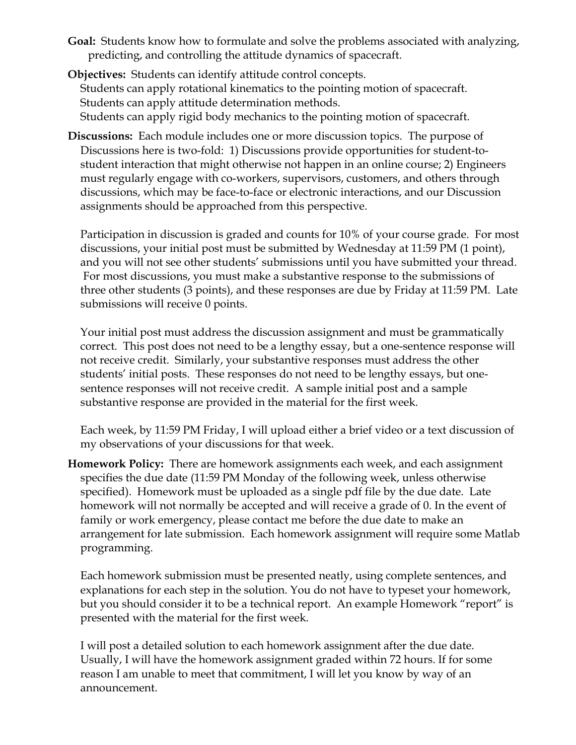**Goal:** Students know how to formulate and solve the problems associated with analyzing, predicting, and controlling the attitude dynamics of spacecraft.

**Objectives:** Students can identify attitude control concepts.
Students can apply rotational kinematics to the pointing motion of spacecraft.
Students can apply attitude determination methods.
Students can apply rigid body mechanics to the pointing motion of spacecraft.

**Discussions:** Each module includes one or more discussion topics. The purpose of Discussions here is two-fold: 1) Discussions provide opportunities for student-to-student interaction that might otherwise not happen in an online course; 2) Engineers must regularly engage with co-workers, supervisors, customers, and others through discussions, which may be face-to-face or electronic interactions, and our Discussion assignments should be approached from this perspective.

Participation in discussion is graded and counts for 10% of your course grade. For most discussions, your initial post must be submitted by Wednesday at 11:59 PM (1 point), and you will not see other students' submissions until you have submitted your thread. For most discussions, you must make a substantive response to the submissions of three other students (3 points), and these responses are due by Friday at 11:59 PM. Late submissions will receive 0 points.

Your initial post must address the discussion assignment and must be grammatically correct. This post does not need to be a lengthy essay, but a one-sentence response will not receive credit. Similarly, your substantive responses must address the other students' initial posts. These responses do not need to be lengthy essays, but one-sentence responses will not receive credit. A sample initial post and a sample substantive response are provided in the material for the first week.

Each week, by 11:59 PM Friday, I will upload either a brief video or a text discussion of my observations of your discussions for that week.

**Homework Policy:** There are homework assignments each week, and each assignment specifies the due date (11:59 PM Monday of the following week, unless otherwise specified). Homework must be uploaded as a single pdf file by the due date. Late homework will not normally be accepted and will receive a grade of 0. In the event of family or work emergency, please contact me before the due date to make an arrangement for late submission. Each homework assignment will require some Matlab programming.

Each homework submission must be presented neatly, using complete sentences, and explanations for each step in the solution. You do not have to typeset your homework, but you should consider it to be a technical report. An example Homework "report" is presented with the material for the first week.

I will post a detailed solution to each homework assignment after the due date. Usually, I will have the homework assignment graded within 72 hours. If for some reason I am unable to meet that commitment, I will let you know by way of an announcement.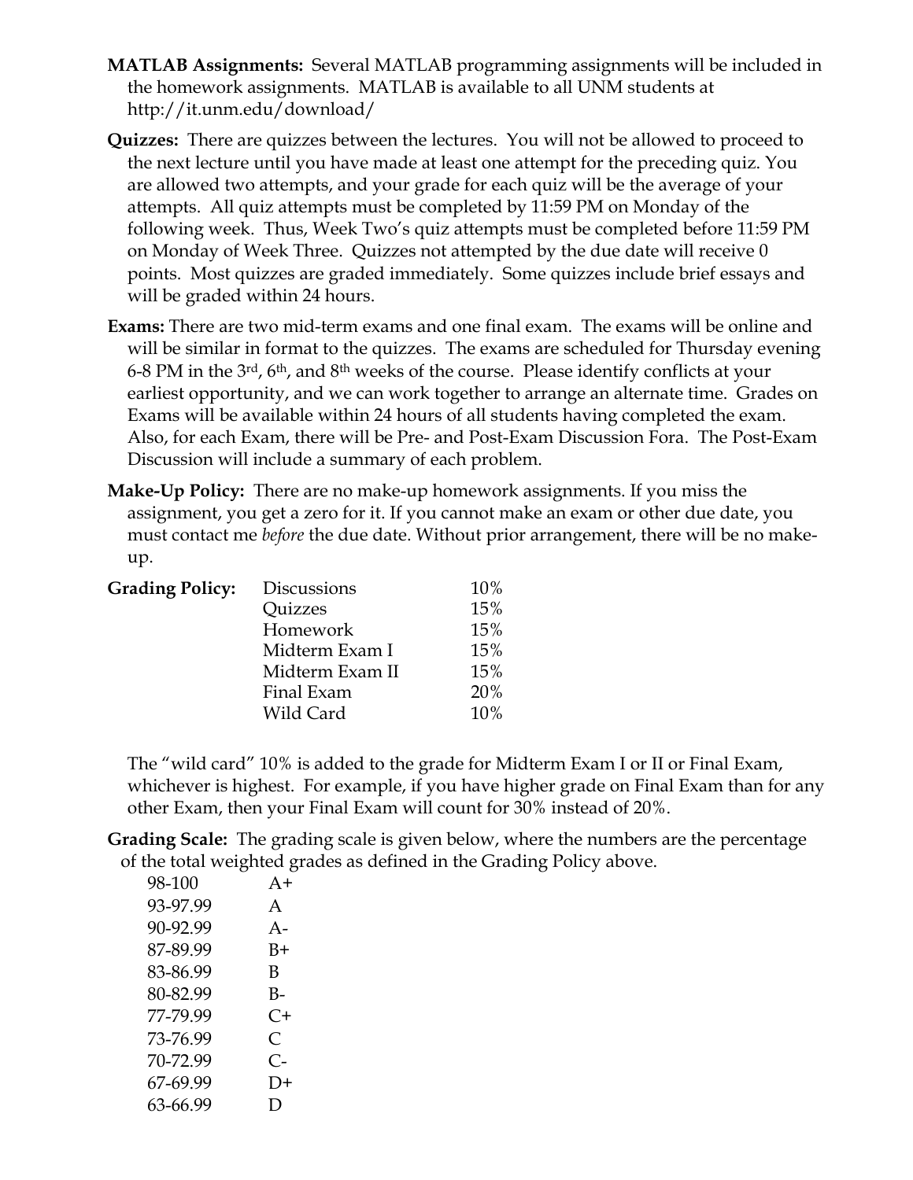**MATLAB Assignments:** Several MATLAB programming assignments will be included in the homework assignments. MATLAB is available to all UNM students at http://it.unm.edu/download/

**Quizzes:** There are quizzes between the lectures. You will not be allowed to proceed to the next lecture until you have made at least one attempt for the preceding quiz. You are allowed two attempts, and your grade for each quiz will be the average of your attempts. All quiz attempts must be completed by 11:59 PM on Monday of the following week. Thus, Week Two's quiz attempts must be completed before 11:59 PM on Monday of Week Three. Quizzes not attempted by the due date will receive 0 points. Most quizzes are graded immediately. Some quizzes include brief essays and will be graded within 24 hours.

**Exams:** There are two mid-term exams and one final exam. The exams will be online and will be similar in format to the quizzes. The exams are scheduled for Thursday evening 6-8 PM in the 3rd, 6th, and 8th weeks of the course. Please identify conflicts at your earliest opportunity, and we can work together to arrange an alternate time. Grades on Exams will be available within 24 hours of all students having completed the exam. Also, for each Exam, there will be Pre- and Post-Exam Discussion Fora. The Post-Exam Discussion will include a summary of each problem.

**Make-Up Policy:** There are no make-up homework assignments. If you miss the assignment, you get a zero for it. If you cannot make an exam or other due date, you must contact me *before* the due date. Without prior arrangement, there will be no make-up.

**Grading Policy:**

| Component | Weight |
|---|---|
| Discussions | 10% |
| Quizzes | 15% |
| Homework | 15% |
| Midterm Exam I | 15% |
| Midterm Exam II | 15% |
| Final Exam | 20% |
| Wild Card | 10% |

The "wild card" 10% is added to the grade for Midterm Exam I or II or Final Exam, whichever is highest. For example, if you have higher grade on Final Exam than for any other Exam, then your Final Exam will count for 30% instead of 20%.

**Grading Scale:** The grading scale is given below, where the numbers are the percentage of the total weighted grades as defined in the Grading Policy above.

| Range | Grade |
|---|---|
| 98-100 | A+ |
| 93-97.99 | A |
| 90-92.99 | A- |
| 87-89.99 | B+ |
| 83-86.99 | B |
| 80-82.99 | B- |
| 77-79.99 | C+ |
| 73-76.99 | C |
| 70-72.99 | C- |
| 67-69.99 | D+ |
| 63-66.99 | D |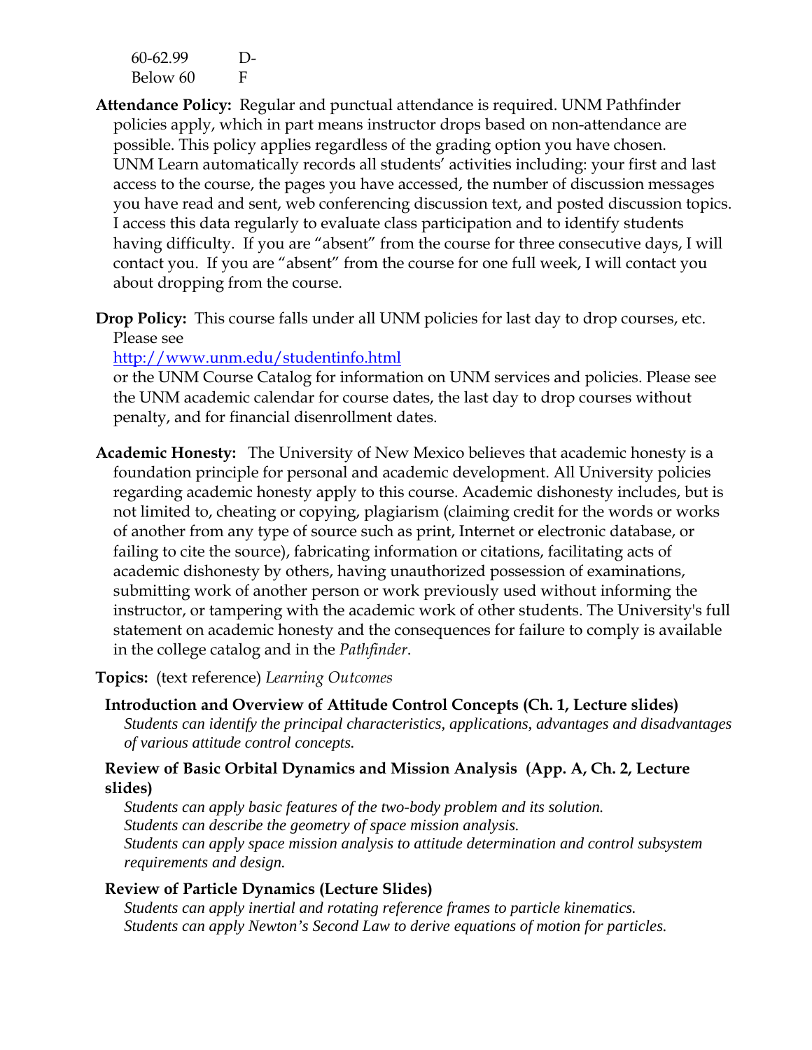| | |
|---|---|
| 60-62.99 | D- |
| Below 60 | F |

**Attendance Policy:** Regular and punctual attendance is required. UNM Pathfinder policies apply, which in part means instructor drops based on non-attendance are possible. This policy applies regardless of the grading option you have chosen. UNM Learn automatically records all students' activities including: your first and last access to the course, the pages you have accessed, the number of discussion messages you have read and sent, web conferencing discussion text, and posted discussion topics. I access this data regularly to evaluate class participation and to identify students having difficulty. If you are "absent" from the course for three consecutive days, I will contact you. If you are "absent" from the course for one full week, I will contact you about dropping from the course.

**Drop Policy:** This course falls under all UNM policies for last day to drop courses, etc. Please see [http://www.unm.edu/studentinfo.html](http://www.unm.edu/studentinfo.html) or the UNM Course Catalog for information on UNM services and policies. Please see the UNM academic calendar for course dates, the last day to drop courses without penalty, and for financial disenrollment dates.

**Academic Honesty:** The University of New Mexico believes that academic honesty is a foundation principle for personal and academic development. All University policies regarding academic honesty apply to this course. Academic dishonesty includes, but is not limited to, cheating or copying, plagiarism (claiming credit for the words or works of another from any type of source such as print, Internet or electronic database, or failing to cite the source), fabricating information or citations, facilitating acts of academic dishonesty by others, having unauthorized possession of examinations, submitting work of another person or work previously used without informing the instructor, or tampering with the academic work of other students. The University's full statement on academic honesty and the consequences for failure to comply is available in the college catalog and in the *Pathfinder*.

**Topics:** (text reference) *Learning Outcomes*

**Introduction and Overview of Attitude Control Concepts (Ch. 1, Lecture slides)**

*Students can identify the principal characteristics, applications, advantages and disadvantages of various attitude control concepts.*

**Review of Basic Orbital Dynamics and Mission Analysis (App. A, Ch. 2, Lecture slides)**

*Students can apply basic features of the two-body problem and its solution.*
*Students can describe the geometry of space mission analysis.*
*Students can apply space mission analysis to attitude determination and control subsystem requirements and design.*

**Review of Particle Dynamics (Lecture Slides)**

*Students can apply inertial and rotating reference frames to particle kinematics.*
*Students can apply Newton's Second Law to derive equations of motion for particles.*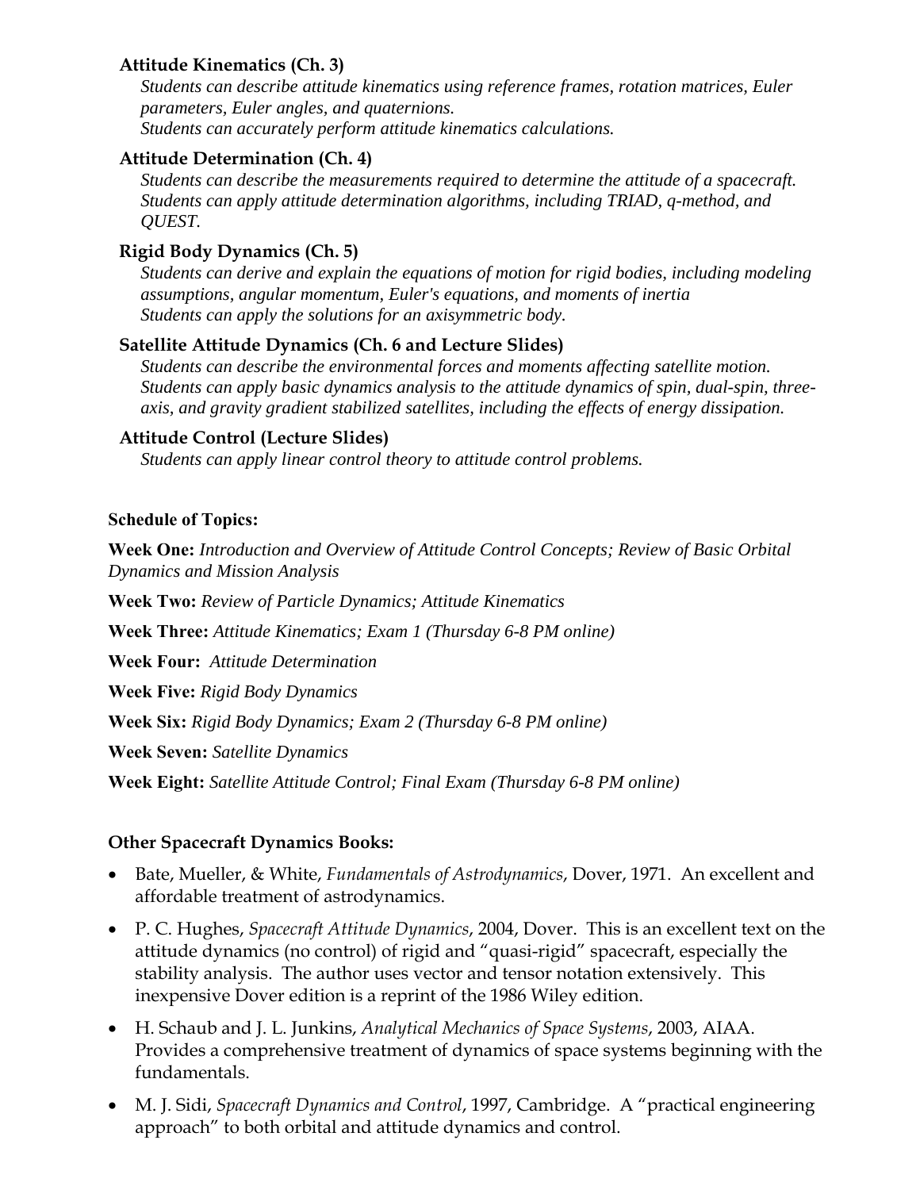**Attitude Kinematics (Ch. 3)**

*Students can describe attitude kinematics using reference frames, rotation matrices, Euler parameters, Euler angles, and quaternions.*
*Students can accurately perform attitude kinematics calculations.*

**Attitude Determination (Ch. 4)**

*Students can describe the measurements required to determine the attitude of a spacecraft.*
*Students can apply attitude determination algorithms, including TRIAD, q-method, and QUEST.*

**Rigid Body Dynamics (Ch. 5)**

*Students can derive and explain the equations of motion for rigid bodies, including modeling assumptions, angular momentum, Euler's equations, and moments of inertia*
*Students can apply the solutions for an axisymmetric body.*

**Satellite Attitude Dynamics (Ch. 6 and Lecture Slides)**

*Students can describe the environmental forces and moments affecting satellite motion.*
*Students can apply basic dynamics analysis to the attitude dynamics of spin, dual-spin, three-axis, and gravity gradient stabilized satellites, including the effects of energy dissipation.*

**Attitude Control (Lecture Slides)**

*Students can apply linear control theory to attitude control problems.*

**Schedule of Topics:**

**Week One:** *Introduction and Overview of Attitude Control Concepts; Review of Basic Orbital Dynamics and Mission Analysis*

**Week Two:** *Review of Particle Dynamics; Attitude Kinematics*

**Week Three:** *Attitude Kinematics; Exam 1 (Thursday 6-8 PM online)*

**Week Four:** *Attitude Determination*

**Week Five:** *Rigid Body Dynamics*

**Week Six:** *Rigid Body Dynamics; Exam 2 (Thursday 6-8 PM online)*

**Week Seven:** *Satellite Dynamics*

**Week Eight:** *Satellite Attitude Control; Final Exam (Thursday 6-8 PM online)*

**Other Spacecraft Dynamics Books:**

- Bate, Mueller, & White, *Fundamentals of Astrodynamics*, Dover, 1971. An excellent and affordable treatment of astrodynamics.
- P. C. Hughes, *Spacecraft Attitude Dynamics*, 2004, Dover. This is an excellent text on the attitude dynamics (no control) of rigid and "quasi-rigid" spacecraft, especially the stability analysis. The author uses vector and tensor notation extensively. This inexpensive Dover edition is a reprint of the 1986 Wiley edition.
- H. Schaub and J. L. Junkins, *Analytical Mechanics of Space Systems*, 2003, AIAA. Provides a comprehensive treatment of dynamics of space systems beginning with the fundamentals.
- M. J. Sidi, *Spacecraft Dynamics and Control*, 1997, Cambridge. A "practical engineering approach" to both orbital and attitude dynamics and control.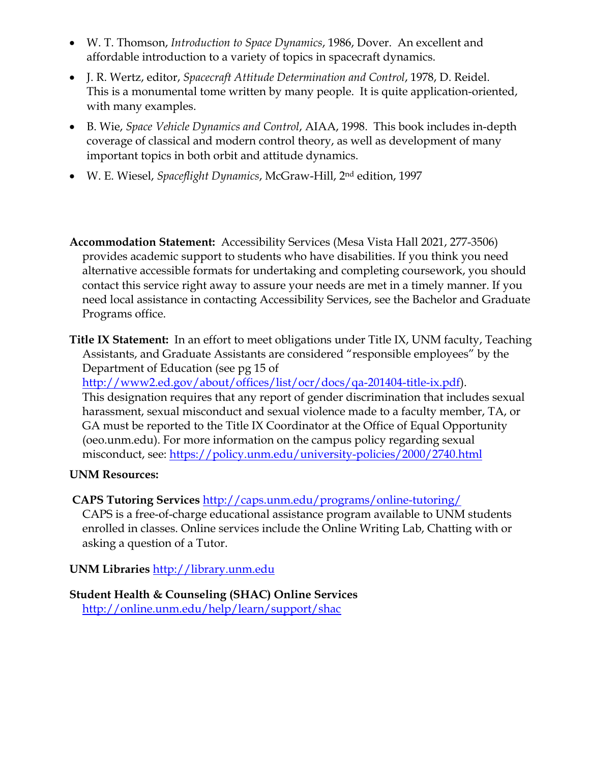- W. T. Thomson, *Introduction to Space Dynamics*, 1986, Dover. An excellent and affordable introduction to a variety of topics in spacecraft dynamics.
- J. R. Wertz, editor, *Spacecraft Attitude Determination and Control*, 1978, D. Reidel. This is a monumental tome written by many people. It is quite application-oriented, with many examples.
- B. Wie, *Space Vehicle Dynamics and Control*, AIAA, 1998. This book includes in-depth coverage of classical and modern control theory, as well as development of many important topics in both orbit and attitude dynamics.
- W. E. Wiesel, *Spaceflight Dynamics*, McGraw-Hill, 2nd edition, 1997

**Accommodation Statement:** Accessibility Services (Mesa Vista Hall 2021, 277-3506) provides academic support to students who have disabilities. If you think you need alternative accessible formats for undertaking and completing coursework, you should contact this service right away to assure your needs are met in a timely manner. If you need local assistance in contacting Accessibility Services, see the Bachelor and Graduate Programs office.

**Title IX Statement:** In an effort to meet obligations under Title IX, UNM faculty, Teaching Assistants, and Graduate Assistants are considered "responsible employees" by the Department of Education (see pg 15 of http://www2.ed.gov/about/offices/list/ocr/docs/qa-201404-title-ix.pdf). This designation requires that any report of gender discrimination that includes sexual harassment, sexual misconduct and sexual violence made to a faculty member, TA, or GA must be reported to the Title IX Coordinator at the Office of Equal Opportunity (oeo.unm.edu). For more information on the campus policy regarding sexual misconduct, see: https://policy.unm.edu/university-policies/2000/2740.html

**UNM Resources:**

**CAPS Tutoring Services** http://caps.unm.edu/programs/online-tutoring/
CAPS is a free-of-charge educational assistance program available to UNM students enrolled in classes. Online services include the Online Writing Lab, Chatting with or asking a question of a Tutor.

**UNM Libraries** http://library.unm.edu

**Student Health & Counseling (SHAC) Online Services**
http://online.unm.edu/help/learn/support/shac